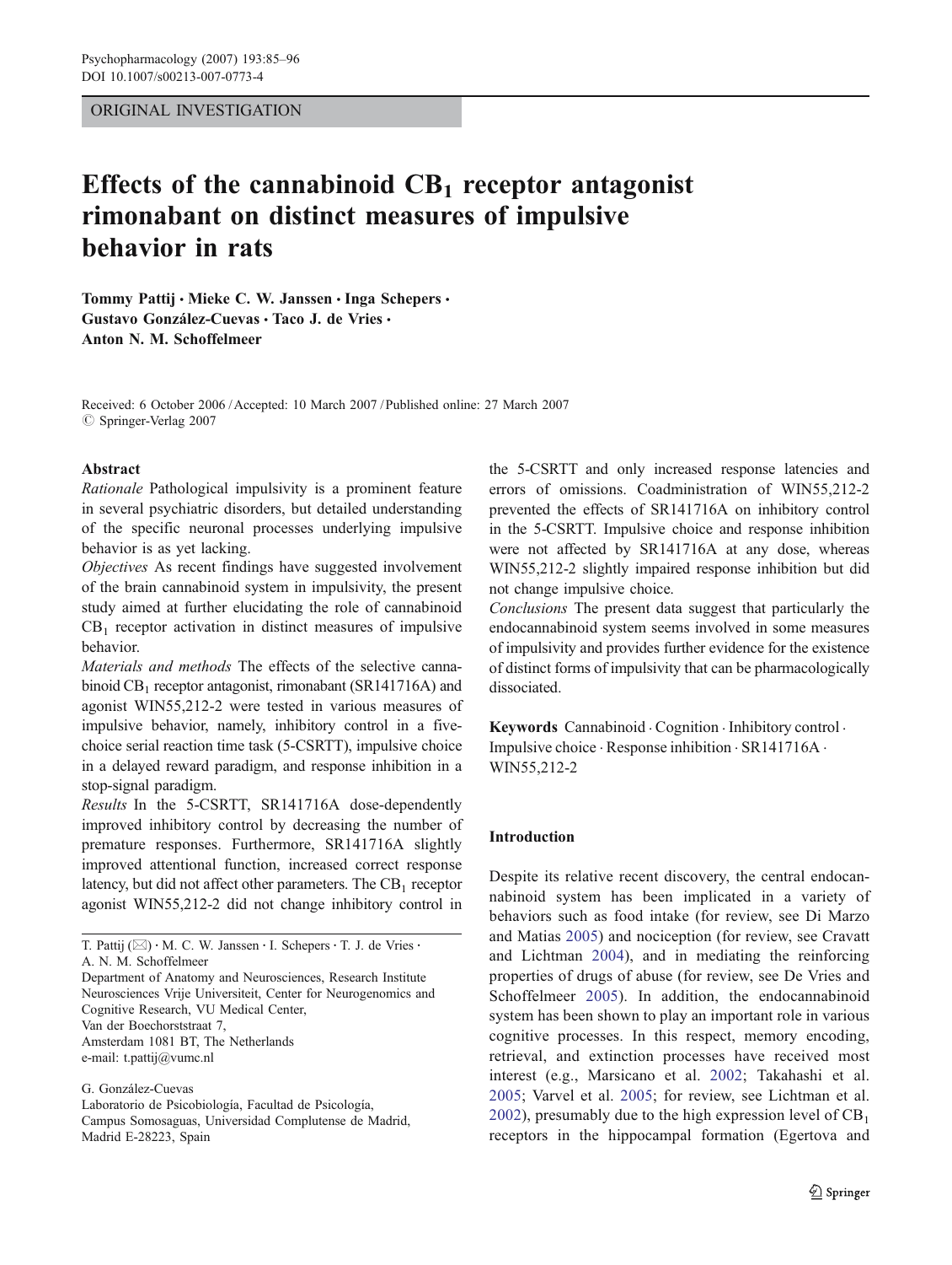ORIGINAL INVESTIGATION

# Effects of the cannabinoid $CB_1$ receptor antagonist rimonabant on distinct measures of impulsive behavior in rats

**Tommy Pattij · Mieke C. W. Janssen · Inga Schepers · Gustavo González-Cuevas · Taco J. de Vries · Anton N. M. Schoffelmeer**

Received: 6 October 2006 / Accepted: 10 March 2007 / Published online: 27 March 2007
© Springer-Verlag 2007

## Abstract

*Rationale* Pathological impulsivity is a prominent feature in several psychiatric disorders, but detailed understanding of the specific neuronal processes underlying impulsive behavior is as yet lacking.

*Objectives* As recent findings have suggested involvement of the brain cannabinoid system in impulsivity, the present study aimed at further elucidating the role of cannabinoid $CB_1$ receptor activation in distinct measures of impulsive behavior.

*Materials and methods* The effects of the selective cannabinoid $CB_1$ receptor antagonist, rimonabant (SR141716A) and agonist WIN55,212-2 were tested in various measures of impulsive behavior, namely, inhibitory control in a five-choice serial reaction time task (5-CSRTT), impulsive choice in a delayed reward paradigm, and response inhibition in a stop-signal paradigm.

*Results* In the 5-CSRTT, SR141716A dose-dependently improved inhibitory control by decreasing the number of premature responses. Furthermore, SR141716A slightly improved attentional function, increased correct response latency, but did not affect other parameters. The $CB_1$ receptor agonist WIN55,212-2 did not change inhibitory control in the 5-CSRTT and only increased response latencies and errors of omissions. Coadministration of WIN55,212-2 prevented the effects of SR141716A on inhibitory control in the 5-CSRTT. Impulsive choice and response inhibition were not affected by SR141716A at any dose, whereas WIN55,212-2 slightly impaired response inhibition but did not change impulsive choice.

*Conclusions* The present data suggest that particularly the endocannabinoid system seems involved in some measures of impulsivity and provides further evidence for the existence of distinct forms of impulsivity that can be pharmacologically dissociated.

**Keywords** Cannabinoid · Cognition · Inhibitory control · Impulsive choice · Response inhibition · SR141716A · WIN55,212-2

T. Pattij (✉) · M. C. W. Janssen · I. Schepers · T. J. de Vries · A. N. M. Schoffelmeer
Department of Anatomy and Neurosciences, Research Institute Neurosciences Vrije Universiteit, Center for Neurogenomics and Cognitive Research, VU Medical Center,
Van der Boechorststraat 7,
Amsterdam 1081 BT, The Netherlands
e-mail: t.pattij@vumc.nl

G. González-Cuevas
Laboratorio de Psicobiología, Facultad de Psicología,
Campus Somosaguas, Universidad Complutense de Madrid,
Madrid E-28223, Spain

## Introduction

Despite its relative recent discovery, the central endocannabinoid system has been implicated in a variety of behaviors such as food intake (for review, see Di Marzo and Matias 2005) and nociception (for review, see Cravatt and Lichtman 2004), and in mediating the reinforcing properties of drugs of abuse (for review, see De Vries and Schoffelmeer 2005). In addition, the endocannabinoid system has been shown to play an important role in various cognitive processes. In this respect, memory encoding, retrieval, and extinction processes have received most interest (e.g., Marsicano et al. 2002; Takahashi et al. 2005; Varvel et al. 2005; for review, see Lichtman et al. 2002), presumably due to the high expression level of $CB_1$ receptors in the hippocampal formation (Egertova and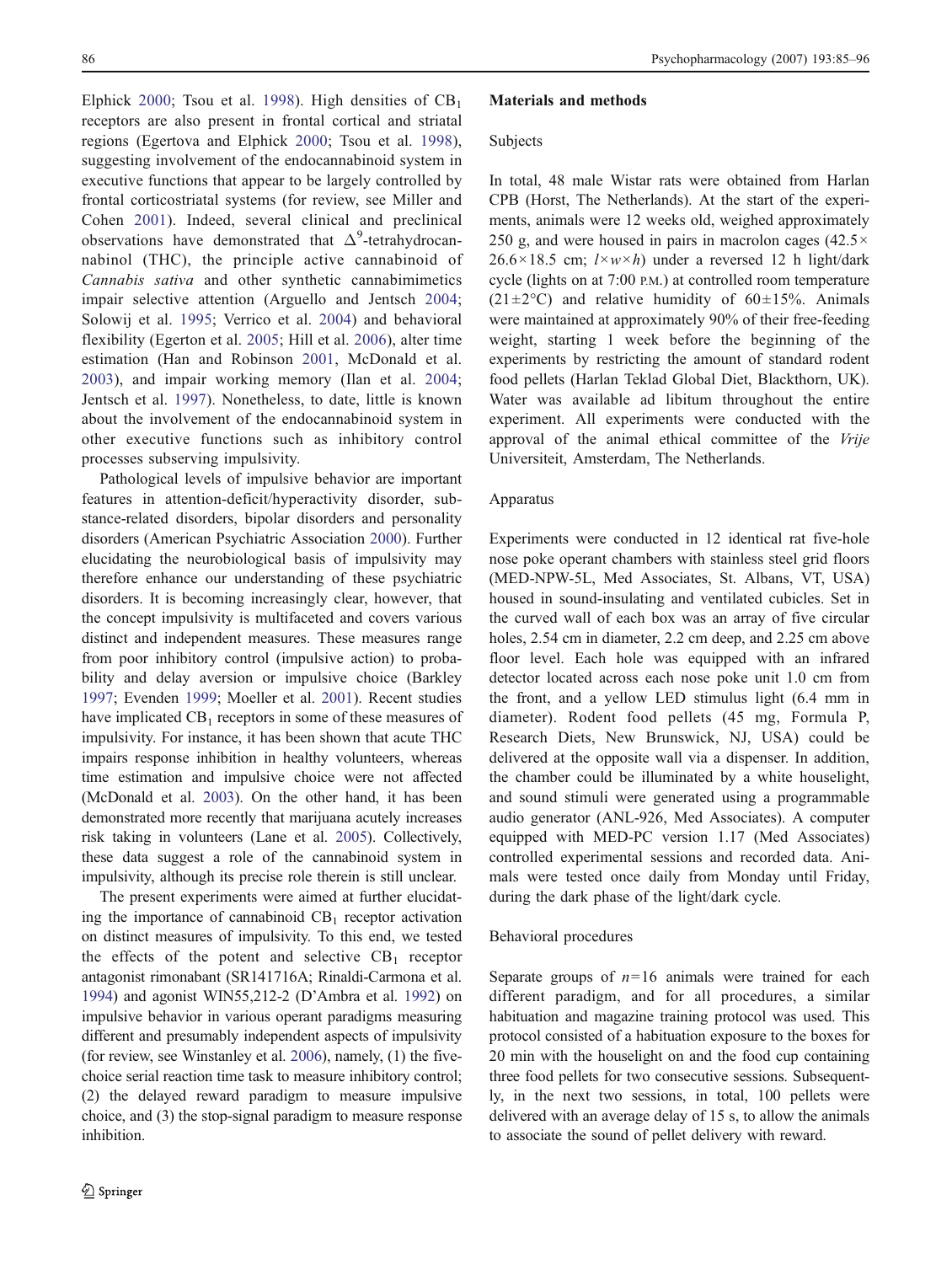Elphick 2000; Tsou et al. 1998). High densities of $CB_1$ receptors are also present in frontal cortical and striatal regions (Egertova and Elphick 2000; Tsou et al. 1998), suggesting involvement of the endocannabinoid system in executive functions that appear to be largely controlled by frontal corticostriatal systems (for review, see Miller and Cohen 2001). Indeed, several clinical and preclinical observations have demonstrated that $\Delta^9$-tetrahydrocannabinol (THC), the principle active cannabinoid of *Cannabis sativa* and other synthetic cannabimimetics impair selective attention (Arguello and Jentsch 2004; Solowij et al. 1995; Verrico et al. 2004) and behavioral flexibility (Egerton et al. 2005; Hill et al. 2006), alter time estimation (Han and Robinson 2001, McDonald et al. 2003), and impair working memory (Ilan et al. 2004; Jentsch et al. 1997). Nonetheless, to date, little is known about the involvement of the endocannabinoid system in other executive functions such as inhibitory control processes subserving impulsivity.

Pathological levels of impulsive behavior are important features in attention-deficit/hyperactivity disorder, substance-related disorders, bipolar disorders and personality disorders (American Psychiatric Association 2000). Further elucidating the neurobiological basis of impulsivity may therefore enhance our understanding of these psychiatric disorders. It is becoming increasingly clear, however, that the concept impulsivity is multifaceted and covers various distinct and independent measures. These measures range from poor inhibitory control (impulsive action) to probability and delay aversion or impulsive choice (Barkley 1997; Evenden 1999; Moeller et al. 2001). Recent studies have implicated $CB_1$ receptors in some of these measures of impulsivity. For instance, it has been shown that acute THC impairs response inhibition in healthy volunteers, whereas time estimation and impulsive choice were not affected (McDonald et al. 2003). On the other hand, it has been demonstrated more recently that marijuana acutely increases risk taking in volunteers (Lane et al. 2005). Collectively, these data suggest a role of the cannabinoid system in impulsivity, although its precise role therein is still unclear.

The present experiments were aimed at further elucidating the importance of cannabinoid $CB_1$ receptor activation on distinct measures of impulsivity. To this end, we tested the effects of the potent and selective $CB_1$ receptor antagonist rimonabant (SR141716A; Rinaldi-Carmona et al. 1994) and agonist WIN55,212-2 (D'Ambra et al. 1992) on impulsive behavior in various operant paradigms measuring different and presumably independent aspects of impulsivity (for review, see Winstanley et al. 2006), namely, (1) the five-choice serial reaction time task to measure inhibitory control; (2) the delayed reward paradigm to measure impulsive choice, and (3) the stop-signal paradigm to measure response inhibition.

## Materials and methods

### Subjects

In total, 48 male Wistar rats were obtained from Harlan CPB (Horst, The Netherlands). At the start of the experiments, animals were 12 weeks old, weighed approximately 250 g, and were housed in pairs in macrolon cages (42.5× 26.6×18.5 cm; *l*×*w*×*h*) under a reversed 12 h light/dark cycle (lights on at 7:00 P.M.) at controlled room temperature (21±2°C) and relative humidity of 60±15%. Animals were maintained at approximately 90% of their free-feeding weight, starting 1 week before the beginning of the experiments by restricting the amount of standard rodent food pellets (Harlan Teklad Global Diet, Blackthorn, UK). Water was available ad libitum throughout the entire experiment. All experiments were conducted with the approval of the animal ethical committee of the *Vrije* Universiteit, Amsterdam, The Netherlands.

### Apparatus

Experiments were conducted in 12 identical rat five-hole nose poke operant chambers with stainless steel grid floors (MED-NPW-5L, Med Associates, St. Albans, VT, USA) housed in sound-insulating and ventilated cubicles. Set in the curved wall of each box was an array of five circular holes, 2.54 cm in diameter, 2.2 cm deep, and 2.25 cm above floor level. Each hole was equipped with an infrared detector located across each nose poke unit 1.0 cm from the front, and a yellow LED stimulus light (6.4 mm in diameter). Rodent food pellets (45 mg, Formula P, Research Diets, New Brunswick, NJ, USA) could be delivered at the opposite wall via a dispenser. In addition, the chamber could be illuminated by a white houselight, and sound stimuli were generated using a programmable audio generator (ANL-926, Med Associates). A computer equipped with MED-PC version 1.17 (Med Associates) controlled experimental sessions and recorded data. Animals were tested once daily from Monday until Friday, during the dark phase of the light/dark cycle.

### Behavioral procedures

Separate groups of $n$=16 animals were trained for each different paradigm, and for all procedures, a similar habituation and magazine training protocol was used. This protocol consisted of a habituation exposure to the boxes for 20 min with the houselight on and the food cup containing three food pellets for two consecutive sessions. Subsequently, in the next two sessions, in total, 100 pellets were delivered with an average delay of 15 s, to allow the animals to associate the sound of pellet delivery with reward.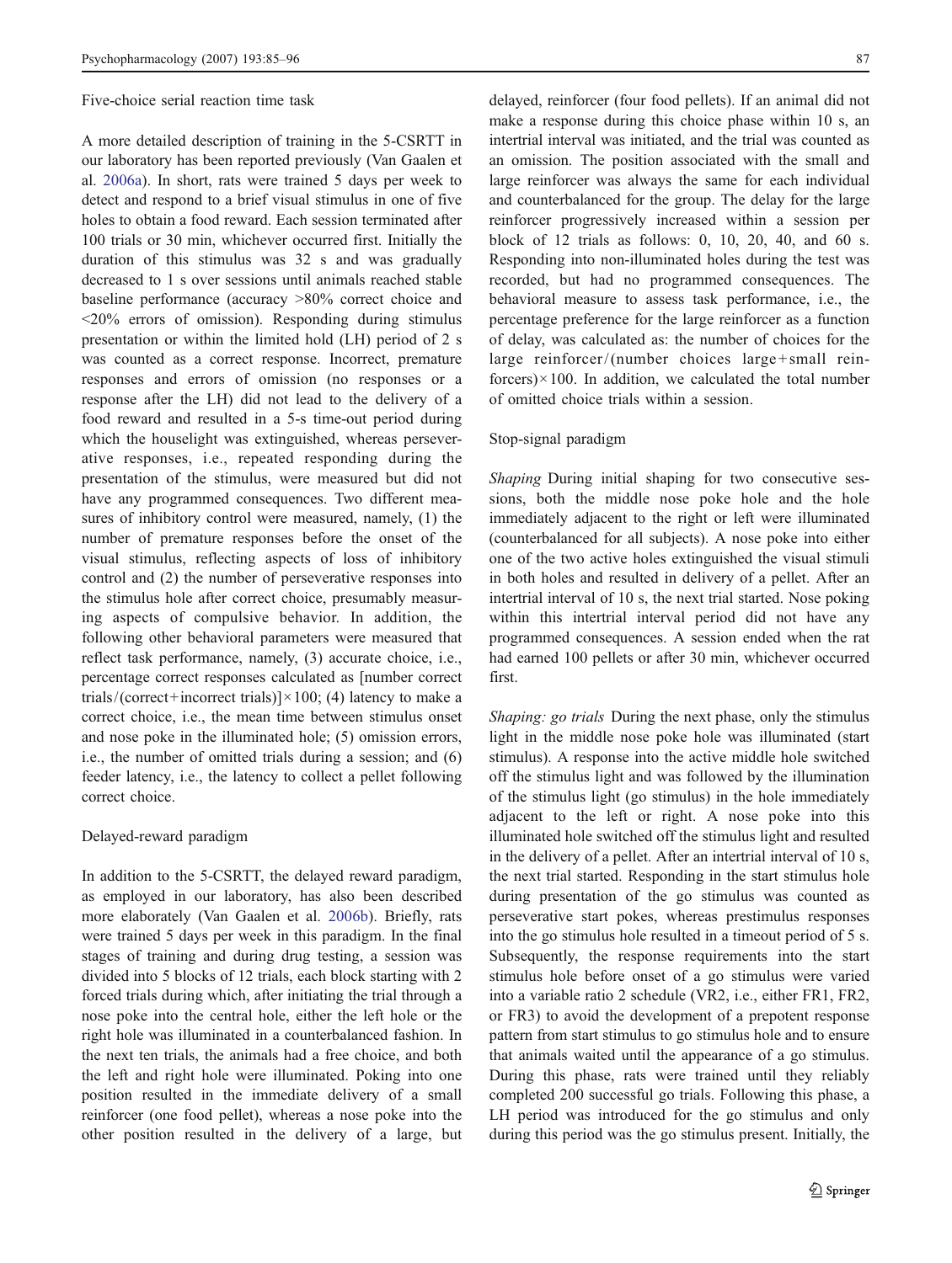### Five-choice serial reaction time task

A more detailed description of training in the 5-CSRTT in our laboratory has been reported previously (Van Gaalen et al. 2006a). In short, rats were trained 5 days per week to detect and respond to a brief visual stimulus in one of five holes to obtain a food reward. Each session terminated after 100 trials or 30 min, whichever occurred first. Initially the duration of this stimulus was 32 s and was gradually decreased to 1 s over sessions until animals reached stable baseline performance (accuracy >80% correct choice and <20% errors of omission). Responding during stimulus presentation or within the limited hold (LH) period of 2 s was counted as a correct response. Incorrect, premature responses and errors of omission (no responses or a response after the LH) did not lead to the delivery of a food reward and resulted in a 5-s time-out period during which the houselight was extinguished, whereas perseverative responses, i.e., repeated responding during the presentation of the stimulus, were measured but did not have any programmed consequences. Two different measures of inhibitory control were measured, namely, (1) the number of premature responses before the onset of the visual stimulus, reflecting aspects of loss of inhibitory control and (2) the number of perseverative responses into the stimulus hole after correct choice, presumably measuring aspects of compulsive behavior. In addition, the following other behavioral parameters were measured that reflect task performance, namely, (3) accurate choice, i.e., percentage correct responses calculated as [number correct trials/(correct+incorrect trials)]×100; (4) latency to make a correct choice, i.e., the mean time between stimulus onset and nose poke in the illuminated hole; (5) omission errors, i.e., the number of omitted trials during a session; and (6) feeder latency, i.e., the latency to collect a pellet following correct choice.

### Delayed-reward paradigm

In addition to the 5-CSRTT, the delayed reward paradigm, as employed in our laboratory, has also been described more elaborately (Van Gaalen et al. 2006b). Briefly, rats were trained 5 days per week in this paradigm. In the final stages of training and during drug testing, a session was divided into 5 blocks of 12 trials, each block starting with 2 forced trials during which, after initiating the trial through a nose poke into the central hole, either the left hole or the right hole was illuminated in a counterbalanced fashion. In the next ten trials, the animals had a free choice, and both the left and right hole were illuminated. Poking into one position resulted in the immediate delivery of a small reinforcer (one food pellet), whereas a nose poke into the other position resulted in the delivery of a large, but delayed, reinforcer (four food pellets). If an animal did not make a response during this choice phase within 10 s, an intertrial interval was initiated, and the trial was counted as an omission. The position associated with the small and large reinforcer was always the same for each individual and counterbalanced for the group. The delay for the large reinforcer progressively increased within a session per block of 12 trials as follows: 0, 10, 20, 40, and 60 s. Responding into non-illuminated holes during the test was recorded, but had no programmed consequences. The behavioral measure to assess task performance, i.e., the percentage preference for the large reinforcer as a function of delay, was calculated as: the number of choices for the large reinforcer/(number choices large+small reinforcers)×100. In addition, we calculated the total number of omitted choice trials within a session.

### Stop-signal paradigm

*Shaping* During initial shaping for two consecutive sessions, both the middle nose poke hole and the hole immediately adjacent to the right or left were illuminated (counterbalanced for all subjects). A nose poke into either one of the two active holes extinguished the visual stimuli in both holes and resulted in delivery of a pellet. After an intertrial interval of 10 s, the next trial started. Nose poking within this intertrial interval period did not have any programmed consequences. A session ended when the rat had earned 100 pellets or after 30 min, whichever occurred first.

*Shaping: go trials* During the next phase, only the stimulus light in the middle nose poke hole was illuminated (start stimulus). A response into the active middle hole switched off the stimulus light and was followed by the illumination of the stimulus light (go stimulus) in the hole immediately adjacent to the left or right. A nose poke into this illuminated hole switched off the stimulus light and resulted in the delivery of a pellet. After an intertrial interval of 10 s, the next trial started. Responding in the start stimulus hole during presentation of the go stimulus was counted as perseverative start pokes, whereas prestimulus responses into the go stimulus hole resulted in a timeout period of 5 s. Subsequently, the response requirements into the start stimulus hole before onset of a go stimulus were varied into a variable ratio 2 schedule (VR2, i.e., either FR1, FR2, or FR3) to avoid the development of a prepotent response pattern from start stimulus to go stimulus hole and to ensure that animals waited until the appearance of a go stimulus. During this phase, rats were trained until they reliably completed 200 successful go trials. Following this phase, a LH period was introduced for the go stimulus and only during this period was the go stimulus present. Initially, the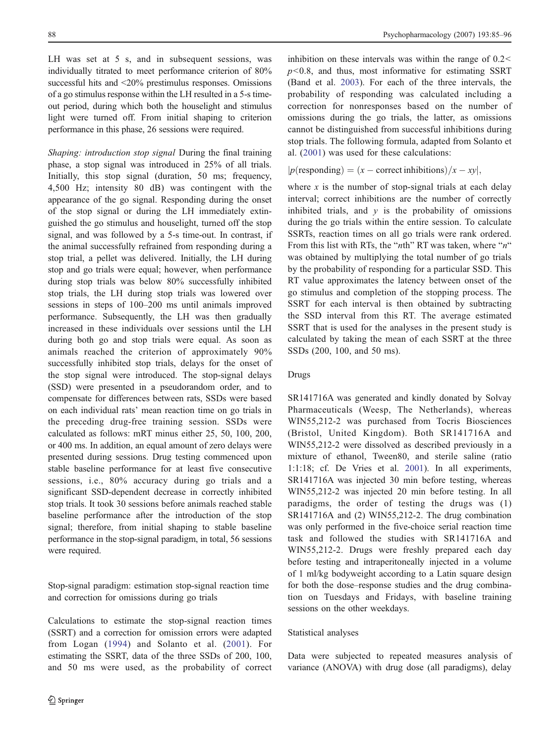LH was set at 5 s, and in subsequent sessions, was individually titrated to meet performance criterion of 80% successful hits and <20% prestimulus responses. Omissions of a go stimulus response within the LH resulted in a 5-s time-out period, during which both the houselight and stimulus light were turned off. From initial shaping to criterion performance in this phase, 26 sessions were required.

*Shaping: introduction stop signal* During the final training phase, a stop signal was introduced in 25% of all trials. Initially, this stop signal (duration, 50 ms; frequency, 4,500 Hz; intensity 80 dB) was contingent with the appearance of the go signal. Responding during the onset of the stop signal or during the LH immediately extinguished the go stimulus and houselight, turned off the stop signal, and was followed by a 5-s time-out. In contrast, if the animal successfully refrained from responding during a stop trial, a pellet was delivered. Initially, the LH during stop and go trials were equal; however, when performance during stop trials was below 80% successfully inhibited stop trials, the LH during stop trials was lowered over sessions in steps of 100–200 ms until animals improved performance. Subsequently, the LH was then gradually increased in these individuals over sessions until the LH during both go and stop trials were equal. As soon as animals reached the criterion of approximately 90% successfully inhibited stop trials, delays for the onset of the stop signal were introduced. The stop-signal delays (SSD) were presented in a pseudorandom order, and to compensate for differences between rats, SSDs were based on each individual rats' mean reaction time on go trials in the preceding drug-free training session. SSDs were calculated as follows: mRT minus either 25, 50, 100, 200, or 400 ms. In addition, an equal amount of zero delays were presented during sessions. Drug testing commenced upon stable baseline performance for at least five consecutive sessions, i.e., 80% accuracy during go trials and a significant SSD-dependent decrease in correctly inhibited stop trials. It took 30 sessions before animals reached stable baseline performance after the introduction of the stop signal; therefore, from initial shaping to stable baseline performance in the stop-signal paradigm, in total, 56 sessions were required.

### Stop-signal paradigm: estimation stop-signal reaction time and correction for omissions during go trials

Calculations to estimate the stop-signal reaction times (SSRT) and a correction for omission errors were adapted from Logan (1994) and Solanto et al. (2001). For estimating the SSRT, data of the three SSDs of 200, 100, and 50 ms were used, as the probability of correct inhibition on these intervals was within the range of $0.2 < p < 0.8$, and thus, most informative for estimating SSRT (Band et al. 2003). For each of the three intervals, the probability of responding was calculated including a correction for nonresponses based on the number of omissions during the go trials, the latter, as omissions cannot be distinguished from successful inhibitions during stop trials. The following formula, adapted from Solanto et al. (2001) was used for these calculations:

$$|p(\text{responding}) = (x - \text{correct inhibitions})/x - xy|,$$

where $x$ is the number of stop-signal trials at each delay interval; correct inhibitions are the number of correctly inhibited trials, and $y$ is the probability of omissions during the go trials within the entire session. To calculate SSRTs, reaction times on all go trials were rank ordered. From this list with RTs, the "$n$th" RT was taken, where "$n$" was obtained by multiplying the total number of go trials by the probability of responding for a particular SSD. This RT value approximates the latency between onset of the go stimulus and completion of the stopping process. The SSRT for each interval is then obtained by subtracting the SSD interval from this RT. The average estimated SSRT that is used for the analyses in the present study is calculated by taking the mean of each SSRT at the three SSDs (200, 100, and 50 ms).

### Drugs

SR141716A was generated and kindly donated by Solvay Pharmaceuticals (Weesp, The Netherlands), whereas WIN55,212-2 was purchased from Tocris Biosciences (Bristol, United Kingdom). Both SR141716A and WIN55,212-2 were dissolved as described previously in a mixture of ethanol, Tween80, and sterile saline (ratio 1:1:18; cf. De Vries et al. 2001). In all experiments, SR141716A was injected 30 min before testing, whereas WIN55,212-2 was injected 20 min before testing. In all paradigms, the order of testing the drugs was (1) SR141716A and (2) WIN55,212-2. The drug combination was only performed in the five-choice serial reaction time task and followed the studies with SR141716A and WIN55,212-2. Drugs were freshly prepared each day before testing and intraperitoneally injected in a volume of 1 ml/kg bodyweight according to a Latin square design for both the dose–response studies and the drug combination on Tuesdays and Fridays, with baseline training sessions on the other weekdays.

### Statistical analyses

Data were subjected to repeated measures analysis of variance (ANOVA) with drug dose (all paradigms), delay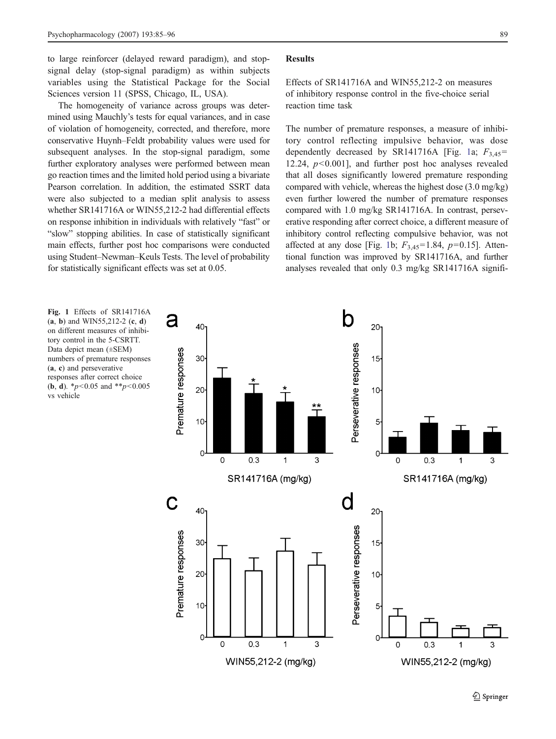to large reinforcer (delayed reward paradigm), and stop-signal delay (stop-signal paradigm) as within subjects variables using the Statistical Package for the Social Sciences version 11 (SPSS, Chicago, IL, USA).

The homogeneity of variance across groups was determined using Mauchly's tests for equal variances, and in case of violation of homogeneity, corrected, and therefore, more conservative Huynh–Feldt probability values were used for subsequent analyses. In the stop-signal paradigm, some further exploratory analyses were performed between mean go reaction times and the limited hold period using a bivariate Pearson correlation. In addition, the estimated SSRT data were also subjected to a median split analysis to assess whether SR141716A or WIN55,212-2 had differential effects on response inhibition in individuals with relatively "fast" or "slow" stopping abilities. In case of statistically significant main effects, further post hoc comparisons were conducted using Student–Newman–Keuls Tests. The level of probability for statistically significant effects was set at 0.05.

## Results

### Effects of SR141716A and WIN55,212-2 on measures of inhibitory response control in the five-choice serial reaction time task

The number of premature responses, a measure of inhibitory control reflecting impulsive behavior, was dose dependently decreased by SR141716A [Fig. 1a; $F_{3,45}=12.24$, $p<0.001$], and further post hoc analyses revealed that all doses significantly lowered premature responding compared with vehicle, whereas the highest dose (3.0 mg/kg) even further lowered the number of premature responses compared with 1.0 mg/kg SR141716A. In contrast, perseverative responding after correct choice, a different measure of inhibitory control reflecting compulsive behavior, was not affected at any dose [Fig. 1b; $F_{3,45}=1.84$, $p=0.15$]. Attentional function was improved by SR141716A, and further analyses revealed that only 0.3 mg/kg SR141716A signifi-

**Fig. 1** Effects of SR141716A (**a**, **b**) and WIN55,212-2 (**c**, **d**) on different measures of inhibitory control in the 5-CSRTT. Data depict mean (±SEM) numbers of premature responses (**a**, **c**) and perseverative responses after correct choice (**b**, **d**). *$p<0.05$ and **$p<0.005$ vs vehicle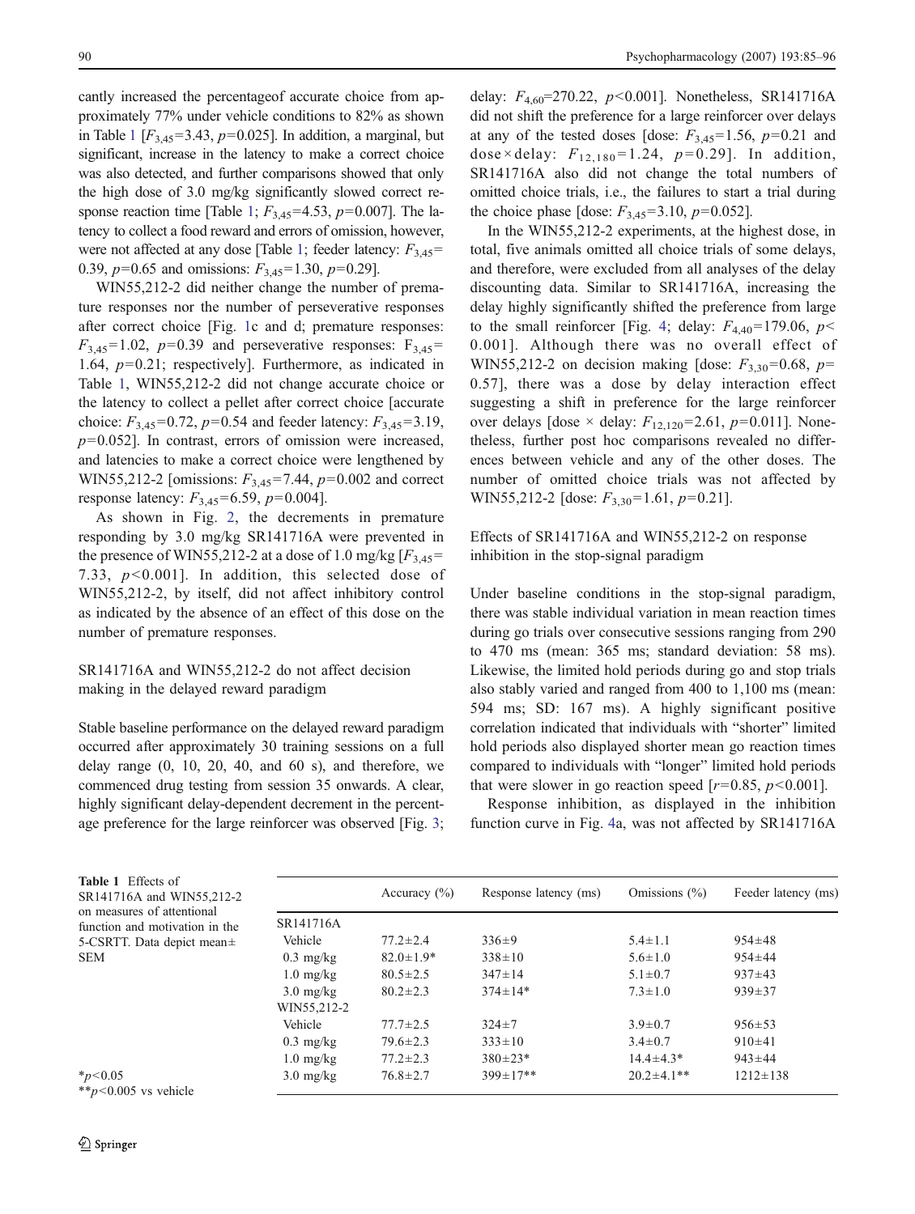cantly increased the percentageof accurate choice from approximately 77% under vehicle conditions to 82% as shown in Table 1 [$F_{3,45}$=3.43, $p$=0.025]. In addition, a marginal, but significant, increase in the latency to make a correct choice was also detected, and further comparisons showed that only the high dose of 3.0 mg/kg significantly slowed correct response reaction time [Table 1; $F_{3,45}$=4.53, $p$=0.007]. The latency to collect a food reward and errors of omission, however, were not affected at any dose [Table 1; feeder latency: $F_{3,45}$=0.39, $p$=0.65 and omissions: $F_{3,45}$=1.30, $p$=0.29].

WIN55,212-2 did neither change the number of premature responses nor the number of perseverative responses after correct choice [Fig. 1c and d; premature responses: $F_{3,45}$=1.02, $p$=0.39 and perseverative responses: $F_{3,45}$=1.64, $p$=0.21; respectively]. Furthermore, as indicated in Table 1, WIN55,212-2 did not change accurate choice or the latency to collect a pellet after correct choice [accurate choice: $F_{3,45}$=0.72, $p$=0.54 and feeder latency: $F_{3,45}$=3.19, $p$=0.052]. In contrast, errors of omission were increased, and latencies to make a correct choice were lengthened by WIN55,212-2 [omissions: $F_{3,45}$=7.44, $p$=0.002 and correct response latency: $F_{3,45}$=6.59, $p$=0.004].

As shown in Fig. 2, the decrements in premature responding by 3.0 mg/kg SR141716A were prevented in the presence of WIN55,212-2 at a dose of 1.0 mg/kg [$F_{3,45}$=7.33, $p$<0.001]. In addition, this selected dose of WIN55,212-2, by itself, did not affect inhibitory control as indicated by the absence of an effect of this dose on the number of premature responses.

## SR141716A and WIN55,212-2 do not affect decision making in the delayed reward paradigm

Stable baseline performance on the delayed reward paradigm occurred after approximately 30 training sessions on a full delay range (0, 10, 20, 40, and 60 s), and therefore, we commenced drug testing from session 35 onwards. A clear, highly significant delay-dependent decrement in the percentage preference for the large reinforcer was observed [Fig. 3; delay: $F_{4,60}$=270.22, $p$<0.001]. Nonetheless, SR141716A did not shift the preference for a large reinforcer over delays at any of the tested doses [dose: $F_{3,45}$=1.56, $p$=0.21 and dose×delay: $F_{12,180}$=1.24, $p$=0.29]. In addition, SR141716A also did not change the total numbers of omitted choice trials, i.e., the failures to start a trial during the choice phase [dose: $F_{3,45}$=3.10, $p$=0.052].

In the WIN55,212-2 experiments, at the highest dose, in total, five animals omitted all choice trials of some delays, and therefore, were excluded from all analyses of the delay discounting data. Similar to SR141716A, increasing the delay highly significantly shifted the preference from large to the small reinforcer [Fig. 4; delay: $F_{4,40}$=179.06, $p$<0.001]. Although there was no overall effect of WIN55,212-2 on decision making [dose: $F_{3,30}$=0.68, $p$=0.57], there was a dose by delay interaction effect suggesting a shift in preference for the large reinforcer over delays [dose × delay: $F_{12,120}$=2.61, $p$=0.011]. Nonetheless, further post hoc comparisons revealed no differences between vehicle and any of the other doses. The number of omitted choice trials was not affected by WIN55,212-2 [dose: $F_{3,30}$=1.61, $p$=0.21].

## Effects of SR141716A and WIN55,212-2 on response inhibition in the stop-signal paradigm

Under baseline conditions in the stop-signal paradigm, there was stable individual variation in mean reaction times during go trials over consecutive sessions ranging from 290 to 470 ms (mean: 365 ms; standard deviation: 58 ms). Likewise, the limited hold periods during go and stop trials also stably varied and ranged from 400 to 1,100 ms (mean: 594 ms; SD: 167 ms). A highly significant positive correlation indicated that individuals with "shorter" limited hold periods also displayed shorter mean go reaction times compared to individuals with "longer" limited hold periods that were slower in go reaction speed [$r$=0.85, $p$<0.001].

Response inhibition, as displayed in the inhibition function curve in Fig. 4a, was not affected by SR141716A

**Table 1** Effects of SR141716A and WIN55,212-2 on measures of attentional function and motivation in the 5-CSRTT. Data depict mean± SEM

| | Accuracy (%) | Response latency (ms) | Omissions (%) | Feeder latency (ms) |
|---|---|---|---|---|
| SR141716A | | | | |
| Vehicle | 77.2±2.4 | 336±9 | 5.4±1.1 | 954±48 |
| 0.3 mg/kg | 82.0±1.9* | 338±10 | 5.6±1.0 | 954±44 |
| 1.0 mg/kg | 80.5±2.5 | 347±14 | 5.1±0.7 | 937±43 |
| 3.0 mg/kg | 80.2±2.3 | 374±14* | 7.3±1.0 | 939±37 |
| WIN55,212-2 | | | | |
| Vehicle | 77.7±2.5 | 324±7 | 3.9±0.7 | 956±53 |
| 0.3 mg/kg | 79.6±2.3 | 333±10 | 3.4±0.7 | 910±41 |
| 1.0 mg/kg | 77.2±2.3 | 380±23* | 14.4±4.3* | 943±44 |
| 3.0 mg/kg | 76.8±2.7 | 399±17** | 20.2±4.1** | 1212±138 |

*$p$<0.05
**$p$<0.005 vs vehicle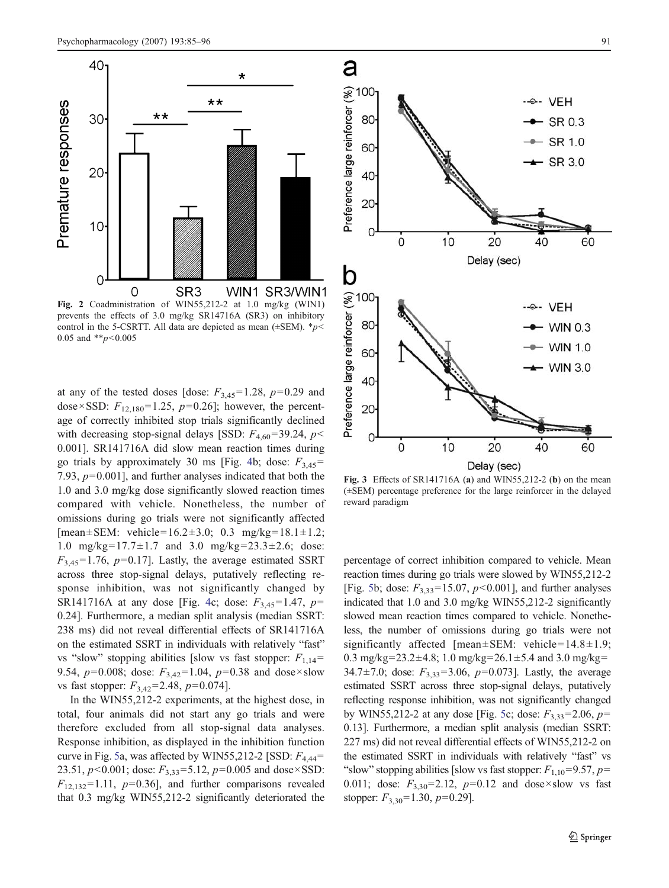Fig. 2 Coadministration of WIN55,212-2 at 1.0 mg/kg (WIN1) prevents the effects of 3.0 mg/kg SR14716A (SR3) on inhibitory control in the 5-CSRTT. All data are depicted as mean (±SEM). *$p<0.05$ and **$p<0.005$

at any of the tested doses [dose: $F_{3,45}=1.28$, $p=0.29$ and dose×SSD: $F_{12,180}=1.25$, $p=0.26$]; however, the percentage of correctly inhibited stop trials significantly declined with decreasing stop-signal delays [SSD: $F_{4,60}=39.24$, $p<0.001$]. SR141716A did slow mean reaction times during go trials by approximately 30 ms [Fig. 4b; dose: $F_{3,45}=7.93$, $p=0.001$], and further analyses indicated that both the 1.0 and 3.0 mg/kg dose significantly slowed reaction times compared with vehicle. Nonetheless, the number of omissions during go trials were not significantly affected [mean±SEM: vehicle=16.2±3.0; 0.3 mg/kg=18.1±1.2; 1.0 mg/kg=17.7±1.7 and 3.0 mg/kg=23.3±2.6; dose: $F_{3,45}=1.76$, $p=0.17$]. Lastly, the average estimated SSRT across three stop-signal delays, putatively reflecting response inhibition, was not significantly changed by SR141716A at any dose [Fig. 4c; dose: $F_{3,45}=1.47$, $p=0.24$]. Furthermore, a median split analysis (median SSRT: 238 ms) did not reveal differential effects of SR141716A on the estimated SSRT in individuals with relatively "fast" vs "slow" stopping abilities [slow vs fast stopper: $F_{1,14}=9.54$, $p=0.008$; dose: $F_{3,42}=1.04$, $p=0.38$ and dose×slow vs fast stopper: $F_{3,42}=2.48$, $p=0.074$].

In the WIN55,212-2 experiments, at the highest dose, in total, four animals did not start any go trials and were therefore excluded from all stop-signal data analyses. Response inhibition, as displayed in the inhibition function curve in Fig. 5a, was affected by WIN55,212-2 [SSD: $F_{4,44}=23.51$, $p<0.001$; dose: $F_{3,33}=5.12$, $p=0.005$ and dose×SSD: $F_{12,132}=1.11$, $p=0.36$], and further comparisons revealed that 0.3 mg/kg WIN55,212-2 significantly deteriorated the

Fig. 3 Effects of SR141716A (a) and WIN55,212-2 (b) on the mean (±SEM) percentage preference for the large reinforcer in the delayed reward paradigm

percentage of correct inhibition compared to vehicle. Mean reaction times during go trials were slowed by WIN55,212-2 [Fig. 5b; dose: $F_{3,33}=15.07$, $p<0.001$], and further analyses indicated that 1.0 and 3.0 mg/kg WIN55,212-2 significantly slowed mean reaction times compared to vehicle. Nonetheless, the number of omissions during go trials were not significantly affected [mean±SEM: vehicle=14.8±1.9; 0.3 mg/kg=23.2±4.8; 1.0 mg/kg=26.1±5.4 and 3.0 mg/kg=34.7±7.0; dose: $F_{3,33}=3.06$, $p=0.073$]. Lastly, the average estimated SSRT across three stop-signal delays, putatively reflecting response inhibition, was not significantly changed by WIN55,212-2 at any dose [Fig. 5c; dose: $F_{3,33}=2.06$, $p=0.13$]. Furthermore, a median split analysis (median SSRT: 227 ms) did not reveal differential effects of WIN55,212-2 on the estimated SSRT in individuals with relatively "fast" vs "slow" stopping abilities [slow vs fast stopper: $F_{1,10}=9.57$, $p=0.011$; dose: $F_{3,30}=2.12$, $p=0.12$ and dose×slow vs fast stopper: $F_{3,30}=1.30$, $p=0.29$].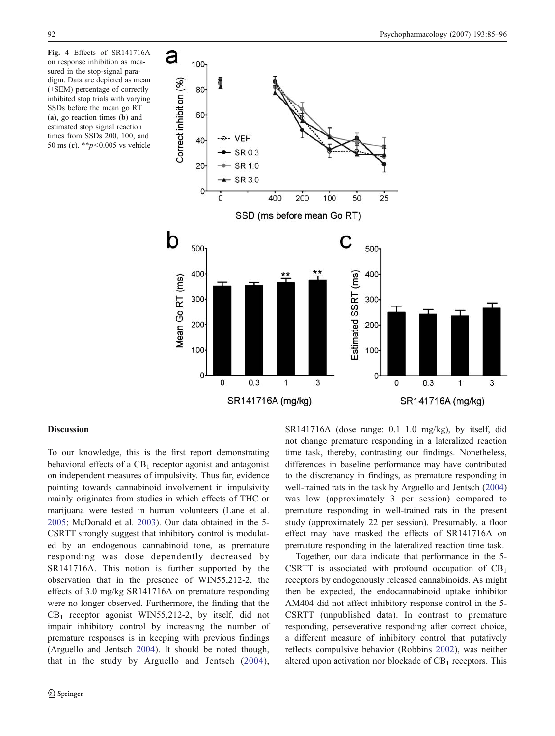**Fig. 4** Effects of SR141716A on response inhibition as measured in the stop-signal paradigm. Data are depicted as mean (±SEM) percentage of correctly inhibited stop trials with varying SSDs before the mean go RT (**a**), go reaction times (**b**) and estimated stop signal reaction times from SSDs 200, 100, and 50 ms (**c**). $^{**}p<0.005$ vs vehicle

## Discussion

To our knowledge, this is the first report demonstrating behavioral effects of a $CB_1$ receptor agonist and antagonist on independent measures of impulsivity. Thus far, evidence pointing towards cannabinoid involvement in impulsivity mainly originates from studies in which effects of THC or marijuana were tested in human volunteers (Lane et al. 2005; McDonald et al. 2003). Our data obtained in the 5-CSRTT strongly suggest that inhibitory control is modulated by an endogenous cannabinoid tone, as premature responding was dose dependently decreased by SR141716A. This notion is further supported by the observation that in the presence of WIN55,212-2, the effects of 3.0 mg/kg SR141716A on premature responding were no longer observed. Furthermore, the finding that the $CB_1$ receptor agonist WIN55,212-2, by itself, did not impair inhibitory control by increasing the number of premature responses is in keeping with previous findings (Arguello and Jentsch 2004). It should be noted though, that in the study by Arguello and Jentsch (2004), SR141716A (dose range: 0.1–1.0 mg/kg), by itself, did not change premature responding in a lateralized reaction time task, thereby, contrasting our findings. Nonetheless, differences in baseline performance may have contributed to the discrepancy in findings, as premature responding in well-trained rats in the task by Arguello and Jentsch (2004) was low (approximately 3 per session) compared to premature responding in well-trained rats in the present study (approximately 22 per session). Presumably, a floor effect may have masked the effects of SR141716A on premature responding in the lateralized reaction time task.

Together, our data indicate that performance in the 5-CSRTT is associated with profound occupation of $CB_1$ receptors by endogenously released cannabinoids. As might then be expected, the endocannabinoid uptake inhibitor AM404 did not affect inhibitory response control in the 5-CSRTT (unpublished data). In contrast to premature responding, perseverative responding after correct choice, a different measure of inhibitory control that putatively reflects compulsive behavior (Robbins 2002), was neither altered upon activation nor blockade of $CB_1$ receptors. This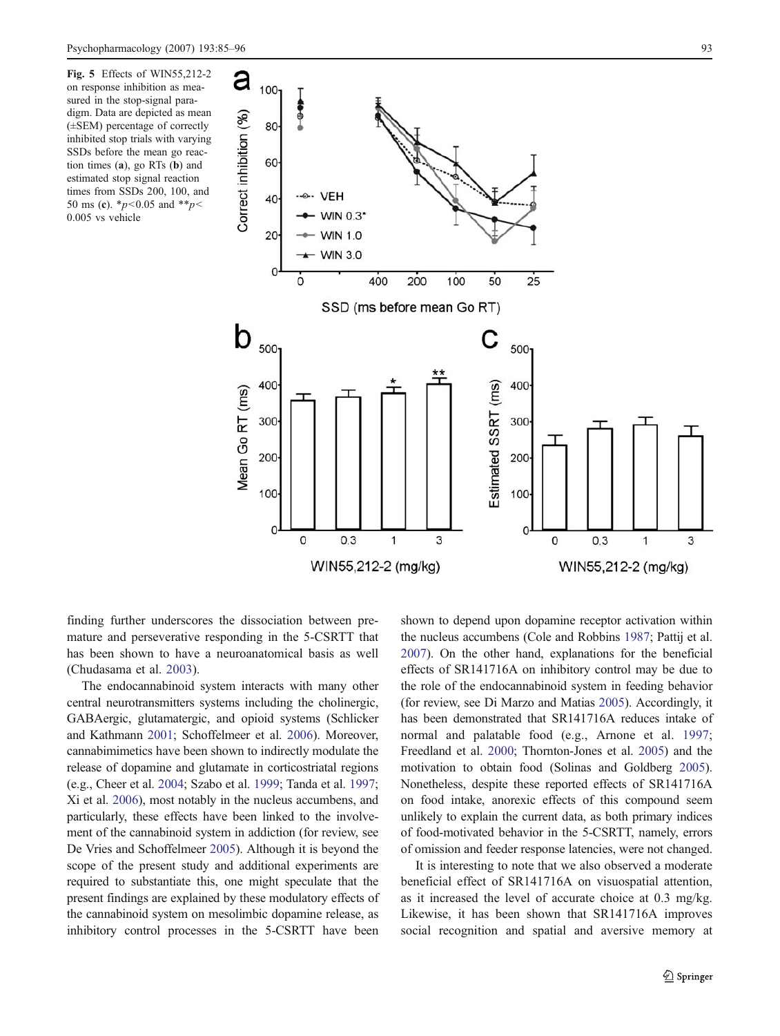**Fig. 5** Effects of WIN55,212-2 on response inhibition as measured in the stop-signal paradigm. Data are depicted as mean (±SEM) percentage of correctly inhibited stop trials with varying SSDs before the mean go reaction times (**a**), go RTs (**b**) and estimated stop signal reaction times from SSDs 200, 100, and 50 ms (**c**). \*$p<0.05$ and \*\*$p<0.005$ vs vehicle

finding further underscores the dissociation between premature and perseverative responding in the 5-CSRTT that has been shown to have a neuroanatomical basis as well (Chudasama et al. 2003).

The endocannabinoid system interacts with many other central neurotransmitters systems including the cholinergic, GABAergic, glutamatergic, and opioid systems (Schlicker and Kathmann 2001; Schoffelmeer et al. 2006). Moreover, cannabimimetics have been shown to indirectly modulate the release of dopamine and glutamate in corticostriatal regions (e.g., Cheer et al. 2004; Szabo et al. 1999; Tanda et al. 1997; Xi et al. 2006), most notably in the nucleus accumbens, and particularly, these effects have been linked to the involvement of the cannabinoid system in addiction (for review, see De Vries and Schoffelmeer 2005). Although it is beyond the scope of the present study and additional experiments are required to substantiate this, one might speculate that the present findings are explained by these modulatory effects of the cannabinoid system on mesolimbic dopamine release, as inhibitory control processes in the 5-CSRTT have been shown to depend upon dopamine receptor activation within the nucleus accumbens (Cole and Robbins 1987; Pattij et al. 2007). On the other hand, explanations for the beneficial effects of SR141716A on inhibitory control may be due to the role of the endocannabinoid system in feeding behavior (for review, see Di Marzo and Matias 2005). Accordingly, it has been demonstrated that SR141716A reduces intake of normal and palatable food (e.g., Arnone et al. 1997; Freedland et al. 2000; Thornton-Jones et al. 2005) and the motivation to obtain food (Solinas and Goldberg 2005). Nonetheless, despite these reported effects of SR141716A on food intake, anorexic effects of this compound seem unlikely to explain the current data, as both primary indices of food-motivated behavior in the 5-CSRTT, namely, errors of omission and feeder response latencies, were not changed.

It is interesting to note that we also observed a moderate beneficial effect of SR141716A on visuospatial attention, as it increased the level of accurate choice at 0.3 mg/kg. Likewise, it has been shown that SR141716A improves social recognition and spatial and aversive memory at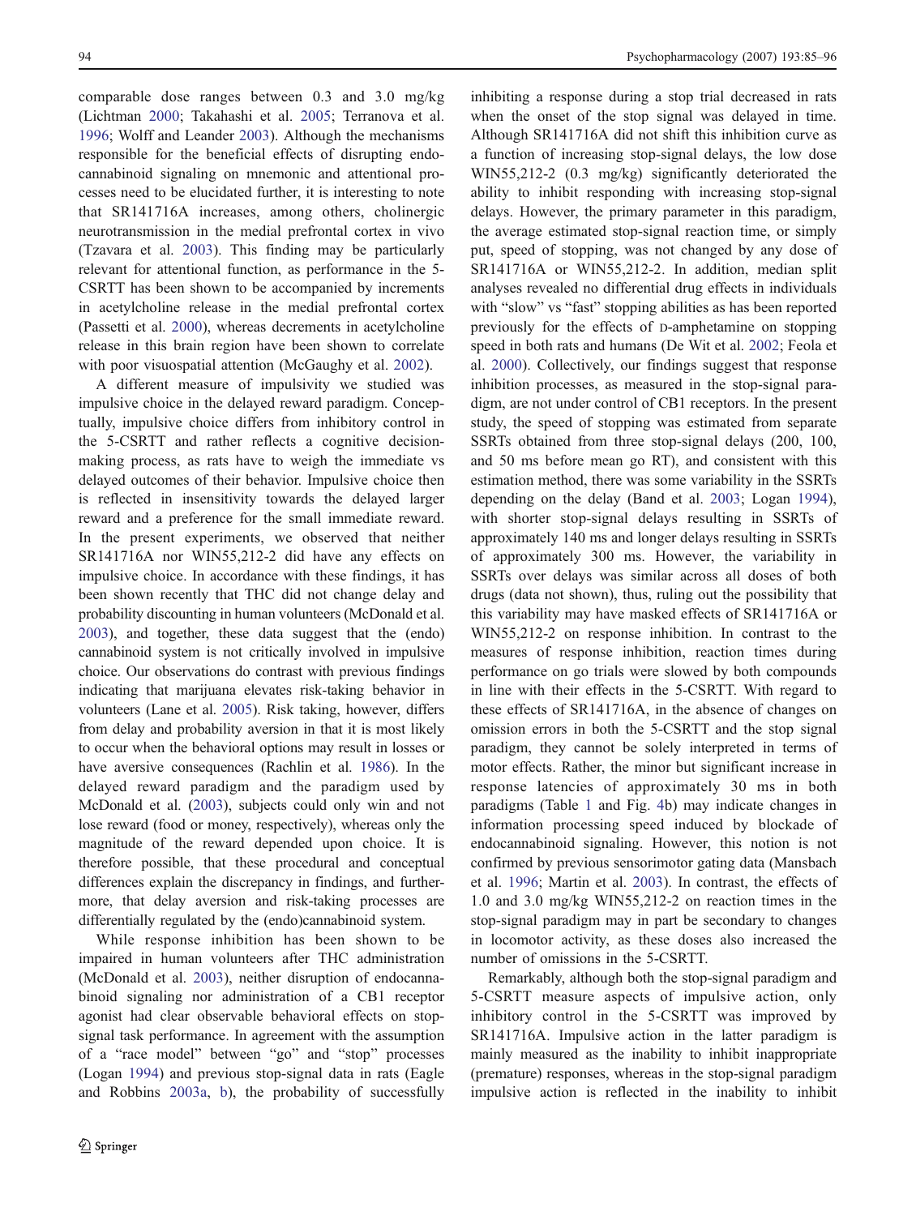comparable dose ranges between 0.3 and 3.0 mg/kg (Lichtman 2000; Takahashi et al. 2005; Terranova et al. 1996; Wolff and Leander 2003). Although the mechanisms responsible for the beneficial effects of disrupting endocannabinoid signaling on mnemonic and attentional processes need to be elucidated further, it is interesting to note that SR141716A increases, among others, cholinergic neurotransmission in the medial prefrontal cortex in vivo (Tzavara et al. 2003). This finding may be particularly relevant for attentional function, as performance in the 5-CSRTT has been shown to be accompanied by increments in acetylcholine release in the medial prefrontal cortex (Passetti et al. 2000), whereas decrements in acetylcholine release in this brain region have been shown to correlate with poor visuospatial attention (McGaughy et al. 2002).

A different measure of impulsivity we studied was impulsive choice in the delayed reward paradigm. Conceptually, impulsive choice differs from inhibitory control in the 5-CSRTT and rather reflects a cognitive decision-making process, as rats have to weigh the immediate vs delayed outcomes of their behavior. Impulsive choice then is reflected in insensitivity towards the delayed larger reward and a preference for the small immediate reward. In the present experiments, we observed that neither SR141716A nor WIN55,212-2 did have any effects on impulsive choice. In accordance with these findings, it has been shown recently that THC did not change delay and probability discounting in human volunteers (McDonald et al. 2003), and together, these data suggest that the (endo) cannabinoid system is not critically involved in impulsive choice. Our observations do contrast with previous findings indicating that marijuana elevates risk-taking behavior in volunteers (Lane et al. 2005). Risk taking, however, differs from delay and probability aversion in that it is most likely to occur when the behavioral options may result in losses or have aversive consequences (Rachlin et al. 1986). In the delayed reward paradigm and the paradigm used by McDonald et al. (2003), subjects could only win and not lose reward (food or money, respectively), whereas only the magnitude of the reward depended upon choice. It is therefore possible, that these procedural and conceptual differences explain the discrepancy in findings, and furthermore, that delay aversion and risk-taking processes are differentially regulated by the (endo)cannabinoid system.

While response inhibition has been shown to be impaired in human volunteers after THC administration (McDonald et al. 2003), neither disruption of endocannabinoid signaling nor administration of a CB1 receptor agonist had clear observable behavioral effects on stop-signal task performance. In agreement with the assumption of a "race model" between "go" and "stop" processes (Logan 1994) and previous stop-signal data in rats (Eagle and Robbins 2003a, b), the probability of successfully inhibiting a response during a stop trial decreased in rats when the onset of the stop signal was delayed in time. Although SR141716A did not shift this inhibition curve as a function of increasing stop-signal delays, the low dose WIN55,212-2 (0.3 mg/kg) significantly deteriorated the ability to inhibit responding with increasing stop-signal delays. However, the primary parameter in this paradigm, the average estimated stop-signal reaction time, or simply put, speed of stopping, was not changed by any dose of SR141716A or WIN55,212-2. In addition, median split analyses revealed no differential drug effects in individuals with "slow" vs "fast" stopping abilities as has been reported previously for the effects of D-amphetamine on stopping speed in both rats and humans (De Wit et al. 2002; Feola et al. 2000). Collectively, our findings suggest that response inhibition processes, as measured in the stop-signal paradigm, are not under control of CB1 receptors. In the present study, the speed of stopping was estimated from separate SSRTs obtained from three stop-signal delays (200, 100, and 50 ms before mean go RT), and consistent with this estimation method, there was some variability in the SSRTs depending on the delay (Band et al. 2003; Logan 1994), with shorter stop-signal delays resulting in SSRTs of approximately 140 ms and longer delays resulting in SSRTs of approximately 300 ms. However, the variability in SSRTs over delays was similar across all doses of both drugs (data not shown), thus, ruling out the possibility that this variability may have masked effects of SR141716A or WIN55,212-2 on response inhibition. In contrast to the measures of response inhibition, reaction times during performance on go trials were slowed by both compounds in line with their effects in the 5-CSRTT. With regard to these effects of SR141716A, in the absence of changes on omission errors in both the 5-CSRTT and the stop signal paradigm, they cannot be solely interpreted in terms of motor effects. Rather, the minor but significant increase in response latencies of approximately 30 ms in both paradigms (Table 1 and Fig. 4b) may indicate changes in information processing speed induced by blockade of endocannabinoid signaling. However, this notion is not confirmed by previous sensorimotor gating data (Mansbach et al. 1996; Martin et al. 2003). In contrast, the effects of 1.0 and 3.0 mg/kg WIN55,212-2 on reaction times in the stop-signal paradigm may in part be secondary to changes in locomotor activity, as these doses also increased the number of omissions in the 5-CSRTT.

Remarkably, although both the stop-signal paradigm and 5-CSRTT measure aspects of impulsive action, only inhibitory control in the 5-CSRTT was improved by SR141716A. Impulsive action in the latter paradigm is mainly measured as the inability to inhibit inappropriate (premature) responses, whereas in the stop-signal paradigm impulsive action is reflected in the inability to inhibit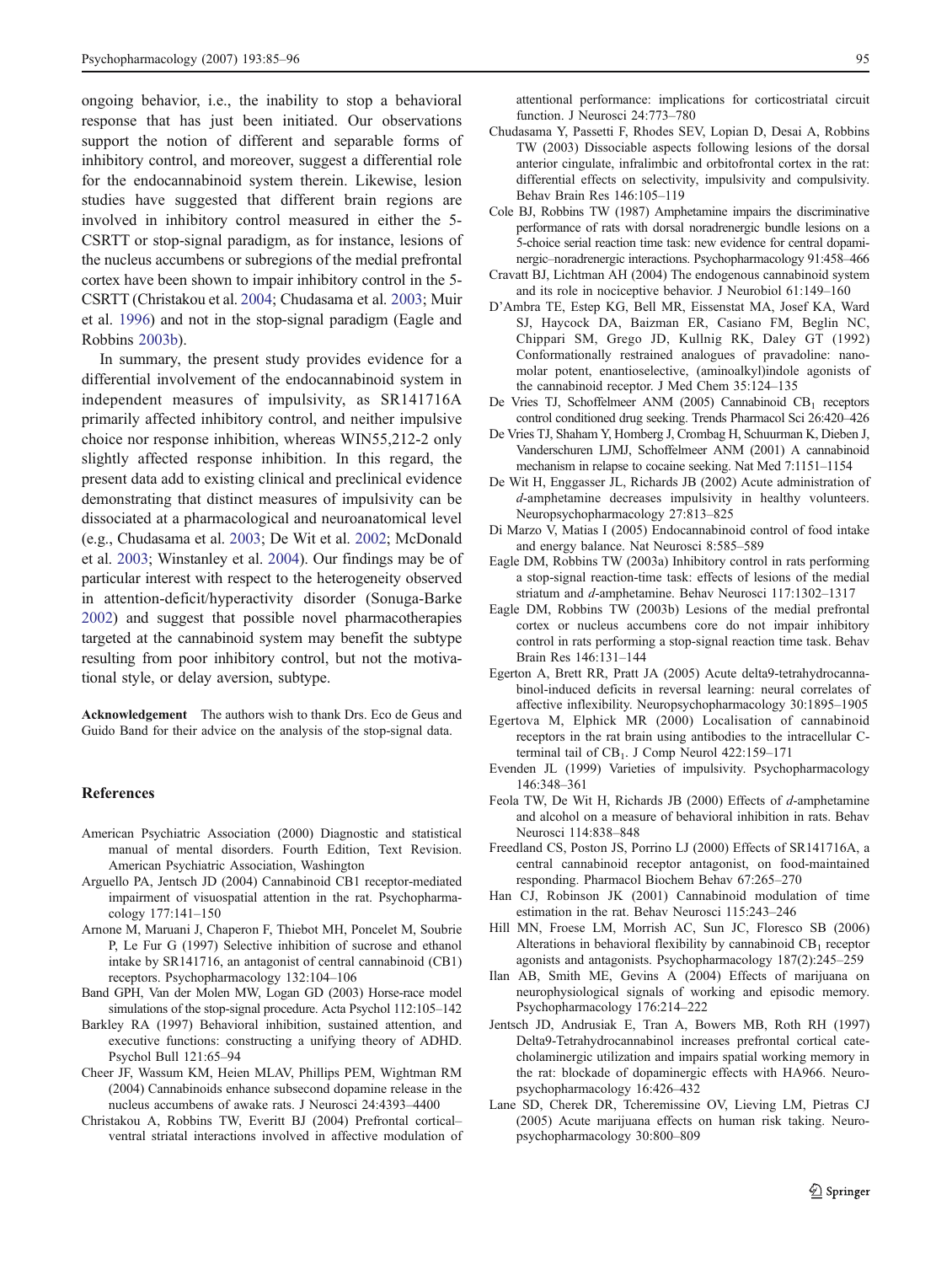ongoing behavior, i.e., the inability to stop a behavioral response that has just been initiated. Our observations support the notion of different and separable forms of inhibitory control, and moreover, suggest a differential role for the endocannabinoid system therein. Likewise, lesion studies have suggested that different brain regions are involved in inhibitory control measured in either the 5-CSRTT or stop-signal paradigm, as for instance, lesions of the nucleus accumbens or subregions of the medial prefrontal cortex have been shown to impair inhibitory control in the 5-CSRTT (Christakou et al. 2004; Chudasama et al. 2003; Muir et al. 1996) and not in the stop-signal paradigm (Eagle and Robbins 2003b).

In summary, the present study provides evidence for a differential involvement of the endocannabinoid system in independent measures of impulsivity, as SR141716A primarily affected inhibitory control, and neither impulsive choice nor response inhibition, whereas WIN55,212-2 only slightly affected response inhibition. In this regard, the present data add to existing clinical and preclinical evidence demonstrating that distinct measures of impulsivity can be dissociated at a pharmacological and neuroanatomical level (e.g., Chudasama et al. 2003; De Wit et al. 2002; McDonald et al. 2003; Winstanley et al. 2004). Our findings may be of particular interest with respect to the heterogeneity observed in attention-deficit/hyperactivity disorder (Sonuga-Barke 2002) and suggest that possible novel pharmacotherapies targeted at the cannabinoid system may benefit the subtype resulting from poor inhibitory control, but not the motivational style, or delay aversion, subtype.

**Acknowledgement** The authors wish to thank Drs. Eco de Geus and Guido Band for their advice on the analysis of the stop-signal data.

## References

American Psychiatric Association (2000) Diagnostic and statistical manual of mental disorders. Fourth Edition, Text Revision. American Psychiatric Association, Washington

Arguello PA, Jentsch JD (2004) Cannabinoid CB1 receptor-mediated impairment of visuospatial attention in the rat. Psychopharmacology 177:141–150

Arnone M, Maruani J, Chaperon F, Thiebot MH, Poncelet M, Soubrie P, Le Fur G (1997) Selective inhibition of sucrose and ethanol intake by SR141716, an antagonist of central cannabinoid (CB1) receptors. Psychopharmacology 132:104–106

Band GPH, Van der Molen MW, Logan GD (2003) Horse-race model simulations of the stop-signal procedure. Acta Psychol 112:105–142

Barkley RA (1997) Behavioral inhibition, sustained attention, and executive functions: constructing a unifying theory of ADHD. Psychol Bull 121:65–94

Cheer JF, Wassum KM, Heien MLAV, Phillips PEM, Wightman RM (2004) Cannabinoids enhance subsecond dopamine release in the nucleus accumbens of awake rats. J Neurosci 24:4393–4400

Christakou A, Robbins TW, Everitt BJ (2004) Prefrontal cortical–ventral striatal interactions involved in affective modulation of attentional performance: implications for corticostriatal circuit function. J Neurosci 24:773–780

Chudasama Y, Passetti F, Rhodes SEV, Lopian D, Desai A, Robbins TW (2003) Dissociable aspects following lesions of the dorsal anterior cingulate, infralimbic and orbitofrontal cortex in the rat: differential effects on selectivity, impulsivity and compulsivity. Behav Brain Res 146:105–119

Cole BJ, Robbins TW (1987) Amphetamine impairs the discriminative performance of rats with dorsal noradrenergic bundle lesions on a 5-choice serial reaction time task: new evidence for central dopaminergic–noradrenergic interactions. Psychopharmacology 91:458–466

Cravatt BJ, Lichtman AH (2004) The endogenous cannabinoid system and its role in nociceptive behavior. J Neurobiol 61:149–160

D'Ambra TE, Estep KG, Bell MR, Eissenstat MA, Josef KA, Ward SJ, Haycock DA, Baizman ER, Casiano FM, Beglin NC, Chippari SM, Grego JD, Kullnig RK, Daley GT (1992) Conformationally restrained analogues of pravadoline: nanomolar potent, enantioselective, (aminoalkyl)indole agonists of the cannabinoid receptor. J Med Chem 35:124–135

De Vries TJ, Schoffelmeer ANM (2005) Cannabinoid $CB_1$ receptors control conditioned drug seeking. Trends Pharmacol Sci 26:420–426

De Vries TJ, Shaham Y, Homberg J, Crombag H, Schuurman K, Dieben J, Vanderschuren LJMJ, Schoffelmeer ANM (2001) A cannabinoid mechanism in relapse to cocaine seeking. Nat Med 7:1151–1154

De Wit H, Enggasser JL, Richards JB (2002) Acute administration of *d*-amphetamine decreases impulsivity in healthy volunteers. Neuropsychopharmacology 27:813–825

Di Marzo V, Matias I (2005) Endocannabinoid control of food intake and energy balance. Nat Neurosci 8:585–589

Eagle DM, Robbins TW (2003a) Inhibitory control in rats performing a stop-signal reaction-time task: effects of lesions of the medial striatum and *d*-amphetamine. Behav Neurosci 117:1302–1317

Eagle DM, Robbins TW (2003b) Lesions of the medial prefrontal cortex or nucleus accumbens core do not impair inhibitory control in rats performing a stop-signal reaction time task. Behav Brain Res 146:131–144

Egerton A, Brett RR, Pratt JA (2005) Acute delta9-tetrahydrocannabinol-induced deficits in reversal learning: neural correlates of affective inflexibility. Neuropsychopharmacology 30:1895–1905

Egertova M, Elphick MR (2000) Localisation of cannabinoid receptors in the rat brain using antibodies to the intracellular C-terminal tail of $CB_1$. J Comp Neurol 422:159–171

Evenden JL (1999) Varieties of impulsivity. Psychopharmacology 146:348–361

Feola TW, De Wit H, Richards JB (2000) Effects of *d*-amphetamine and alcohol on a measure of behavioral inhibition in rats. Behav Neurosci 114:838–848

Freedland CS, Poston JS, Porrino LJ (2000) Effects of SR141716A, a central cannabinoid receptor antagonist, on food-maintained responding. Pharmacol Biochem Behav 67:265–270

Han CJ, Robinson JK (2001) Cannabinoid modulation of time estimation in the rat. Behav Neurosci 115:243–246

Hill MN, Froese LM, Morrish AC, Sun JC, Floresco SB (2006) Alterations in behavioral flexibility by cannabinoid $CB_1$ receptor agonists and antagonists. Psychopharmacology 187(2):245–259

Ilan AB, Smith ME, Gevins A (2004) Effects of marijuana on neurophysiological signals of working and episodic memory. Psychopharmacology 176:214–222

Jentsch JD, Andrusiak E, Tran A, Bowers MB, Roth RH (1997) Delta9-Tetrahydrocannabinol increases prefrontal cortical catecholaminergic utilization and impairs spatial working memory in the rat: blockade of dopaminergic effects with HA966. Neuropsychopharmacology 16:426–432

Lane SD, Cherek DR, Tcheremissine OV, Lieving LM, Pietras CJ (2005) Acute marijuana effects on human risk taking. Neuropsychopharmacology 30:800–809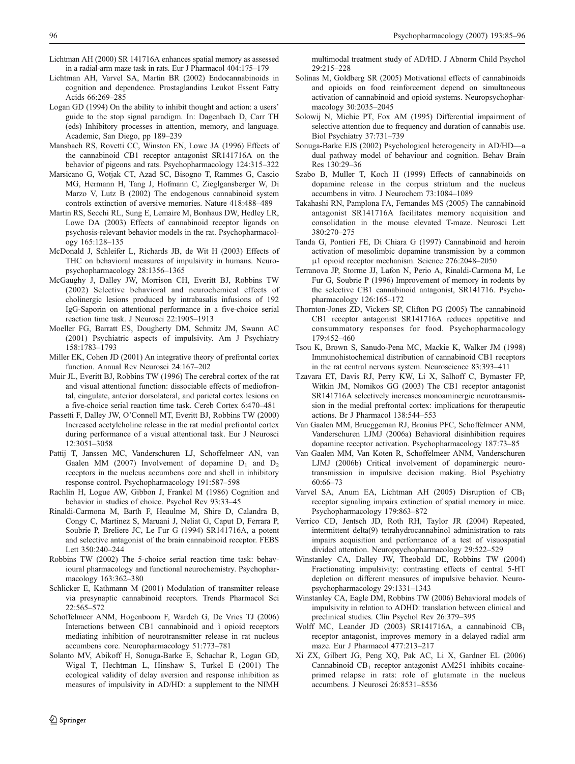Lichtman AH (2000) SR 141716A enhances spatial memory as assessed in a radial-arm maze task in rats. Eur J Pharmacol 404:175–179

Lichtman AH, Varvel SA, Martin BR (2002) Endocannabinoids in cognition and dependence. Prostaglandins Leukot Essent Fatty Acids 66:269–285

Logan GD (1994) On the ability to inhibit thought and action: a users' guide to the stop signal paradigm. In: Dagenbach D, Carr TH (eds) Inhibitory processes in attention, memory, and language. Academic, San Diego, pp 189–239

Mansbach RS, Rovetti CC, Winston EN, Lowe JA (1996) Effects of the cannabinoid CB1 receptor antagonist SR141716A on the behavior of pigeons and rats. Psychopharmacology 124:315–322

Marsicano G, Wotjak CT, Azad SC, Bisogno T, Rammes G, Cascio MG, Hermann H, Tang J, Hofmann C, Zieglgansberger W, Di Marzo V, Lutz B (2002) The endogenous cannabinoid system controls extinction of aversive memories. Nature 418:488–489

Martin RS, Secchi RL, Sung E, Lemaire M, Bonhaus DW, Hedley LR, Lowe DA (2003) Effects of cannabinoid receptor ligands on psychosis-relevant behavior models in the rat. Psychopharmacology 165:128–135

McDonald J, Schleifer L, Richards JB, de Wit H (2003) Effects of THC on behavioral measures of impulsivity in humans. Neuropsychopharmacology 28:1356–1365

McGaughy J, Dalley JW, Morrison CH, Everitt BJ, Robbins TW (2002) Selective behavioral and neurochemical effects of cholinergic lesions produced by intrabasalis infusions of 192 IgG-Saporin on attentional performance in a five-choice serial reaction time task. J Neurosci 22:1905–1913

Moeller FG, Barratt ES, Dougherty DM, Schmitz JM, Swann AC (2001) Psychiatric aspects of impulsivity. Am J Psychiatry 158:1783–1793

Miller EK, Cohen JD (2001) An integrative theory of prefrontal cortex function. Annual Rev Neurosci 24:167–202

Muir JL, Everitt BJ, Robbins TW (1996) The cerebral cortex of the rat and visual attentional function: dissociable effects of mediofrontal, cingulate, anterior dorsolateral, and parietal cortex lesions on a five-choice serial reaction time task. Cereb Cortex 6:470–481

Passetti F, Dalley JW, O'Connell MT, Everitt BJ, Robbins TW (2000) Increased acetylcholine release in the rat medial prefrontal cortex during performance of a visual attentional task. Eur J Neurosci 12:3051–3058

Pattij T, Janssen MC, Vanderschuren LJ, Schoffelmeer AN, van Gaalen MM (2007) Involvement of dopamine $D_1$ and $D_2$ receptors in the nucleus accumbens core and shell in inhibitory response control. Psychopharmacology 191:587–598

Rachlin H, Logue AW, Gibbon J, Frankel M (1986) Cognition and behavior in studies of choice. Psychol Rev 93:33–45

Rinaldi-Carmona M, Barth F, Heaulme M, Shire D, Calandra B, Congy C, Martinez S, Maruani J, Neliat G, Caput D, Ferrara P, Soubrie P, Breliere JC, Le Fur G (1994) SR141716A, a potent and selective antagonist of the brain cannabinoid receptor. FEBS Lett 350:240–244

Robbins TW (2002) The 5-choice serial reaction time task: behavioural pharmacology and functional neurochemistry. Psychopharmacology 163:362–380

Schlicker E, Kathmann M (2001) Modulation of transmitter release via presynaptic cannabinoid receptors. Trends Pharmacol Sci 22:565–572

Schoffelmeer ANM, Hogenboom F, Wardeh G, De Vries TJ (2006) Interactions between CB1 cannabinoid and ì opioid receptors mediating inhibition of neurotransmitter release in rat nucleus accumbens core. Neuropharmacology 51:773–781

Solanto MV, Abikoff H, Sonuga-Barke E, Schachar R, Logan GD, Wigal T, Hechtman L, Hinshaw S, Turkel E (2001) The ecological validity of delay aversion and response inhibition as measures of impulsivity in AD/HD: a supplement to the NIMH multimodal treatment study of AD/HD. J Abnorm Child Psychol 29:215–228

Solinas M, Goldberg SR (2005) Motivational effects of cannabinoids and opioids on food reinforcement depend on simultaneous activation of cannabinoid and opioid systems. Neuropsychopharmacology 30:2035–2045

Solowij N, Michie PT, Fox AM (1995) Differential impairment of selective attention due to frequency and duration of cannabis use. Biol Psychiatry 37:731–739

Sonuga-Barke EJS (2002) Psychological heterogeneity in AD/HD—a dual pathway model of behaviour and cognition. Behav Brain Res 130:29–36

Szabo B, Muller T, Koch H (1999) Effects of cannabinoids on dopamine release in the corpus striatum and the nucleus accumbens in vitro. J Neurochem 73:1084–1089

Takahashi RN, Pamplona FA, Fernandes MS (2005) The cannabinoid antagonist SR141716A facilitates memory acquisition and consolidation in the mouse elevated T-maze. Neurosci Lett 380:270–275

Tanda G, Pontieri FE, Di Chiara G (1997) Cannabinoid and heroin activation of mesolimbic dopamine transmission by a common μ1 opioid receptor mechanism. Science 276:2048–2050

Terranova JP, Storme JJ, Lafon N, Perio A, Rinaldi-Carmona M, Le Fur G, Soubrie P (1996) Improvement of memory in rodents by the selective CB1 cannabinoid antagonist, SR141716. Psychopharmacology 126:165–172

Thornton-Jones ZD, Vickers SP, Clifton PG (2005) The cannabinoid CB1 receptor antagonist SR141716A reduces appetitive and consummatory responses for food. Psychopharmacology 179:452–460

Tsou K, Brown S, Sanudo-Pena MC, Mackie K, Walker JM (1998) Immunohistochemical distribution of cannabinoid CB1 receptors in the rat central nervous system. Neuroscience 83:393–411

Tzavara ET, Davis RJ, Perry KW, Li X, Salhoff C, Bymaster FP, Witkin JM, Nomikos GG (2003) The CB1 receptor antagonist SR141716A selectively increases monoaminergic neurotransmission in the medial prefrontal cortex: implications for therapeutic actions. Br J Pharmacol 138:544–553

Van Gaalen MM, Brueggeman RJ, Bronius PFC, Schoffelmeer ANM, Vanderschuren LJMJ (2006a) Behavioral disinhibition requires dopamine receptor activation. Psychopharmacology 187:73–85

Van Gaalen MM, Van Koten R, Schoffelmeer ANM, Vanderschuren LJMJ (2006b) Critical involvement of dopaminergic neurotransmission in impulsive decision making. Biol Psychiatry 60:66–73

Varvel SA, Anum EA, Lichtman AH (2005) Disruption of $CB_1$ receptor signaling impairs extinction of spatial memory in mice. Psychopharmacology 179:863–872

Verrico CD, Jentsch JD, Roth RH, Taylor JR (2004) Repeated, intermittent delta(9) tetrahydrocannabinol administration to rats impairs acquisition and performance of a test of visuospatial divided attention. Neuropsychopharmacology 29:522–529

Winstanley CA, Dalley JW, Theobald DE, Robbins TW (2004) Fractionating impulsivity: contrasting effects of central 5-HT depletion on different measures of impulsive behavior. Neuropsychopharmacology 29:1331–1343

Winstanley CA, Eagle DM, Robbins TW (2006) Behavioral models of impulsivity in relation to ADHD: translation between clinical and preclinical studies. Clin Psychol Rev 26:379–395

Wolff MC, Leander JD (2003) SR141716A, a cannabinoid $CB_1$ receptor antagonist, improves memory in a delayed radial arm maze. Eur J Pharmacol 477:213–217

Xi ZX, Gilbert JG, Peng XQ, Pak AC, Li X, Gardner EL (2006) Cannabinoid $CB_1$ receptor antagonist AM251 inhibits cocaine-primed relapse in rats: role of glutamate in the nucleus accumbens. J Neurosci 26:8531–8536